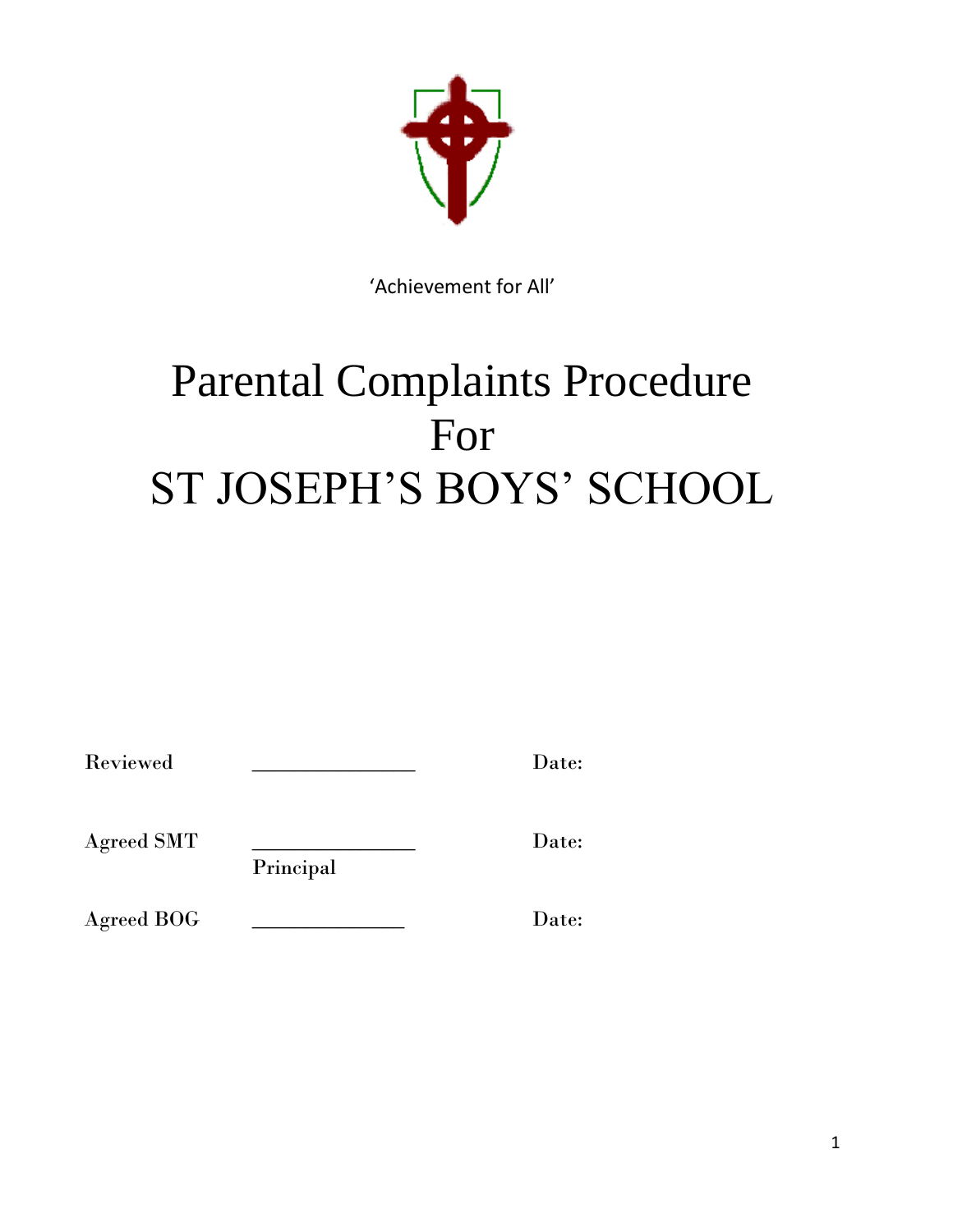'Achievement for All'

# Parental Complaints Procedure For ST JOSEPH'S BOYS' SCHOOL

| | | |
|---|---|---|
| Reviewed | _______________ | Date: |
| Agreed SMT | _______________ Principal | Date: |
| Agreed BOG | ______________ | Date: |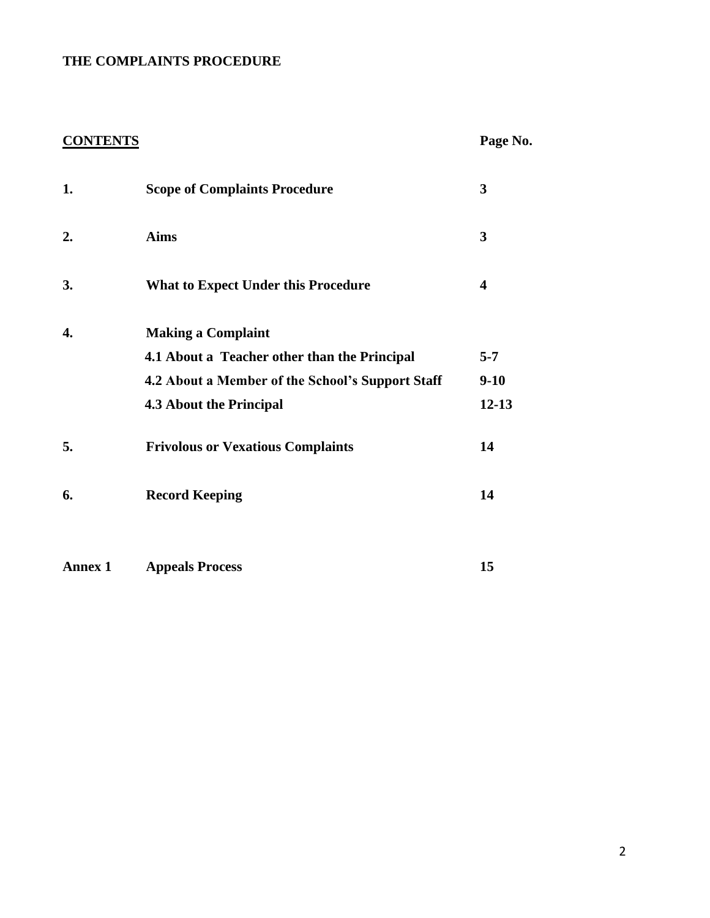**THE COMPLAINTS PROCEDURE**

| **CONTENTS** | | **Page No.** |
|---|---|---|
| **1.** | **Scope of Complaints Procedure** | **3** |
| **2.** | **Aims** | **3** |
| **3.** | **What to Expect Under this Procedure** | **4** |
| **4.** | **Making a Complaint** | |
| | **4.1 About a Teacher other than the Principal** | **5-7** |
| | **4.2 About a Member of the School's Support Staff** | **9-10** |
| | **4.3 About the Principal** | **12-13** |
| **5.** | **Frivolous or Vexatious Complaints** | **14** |
| **6.** | **Record Keeping** | **14** |
| **Annex 1** | **Appeals Process** | **15** |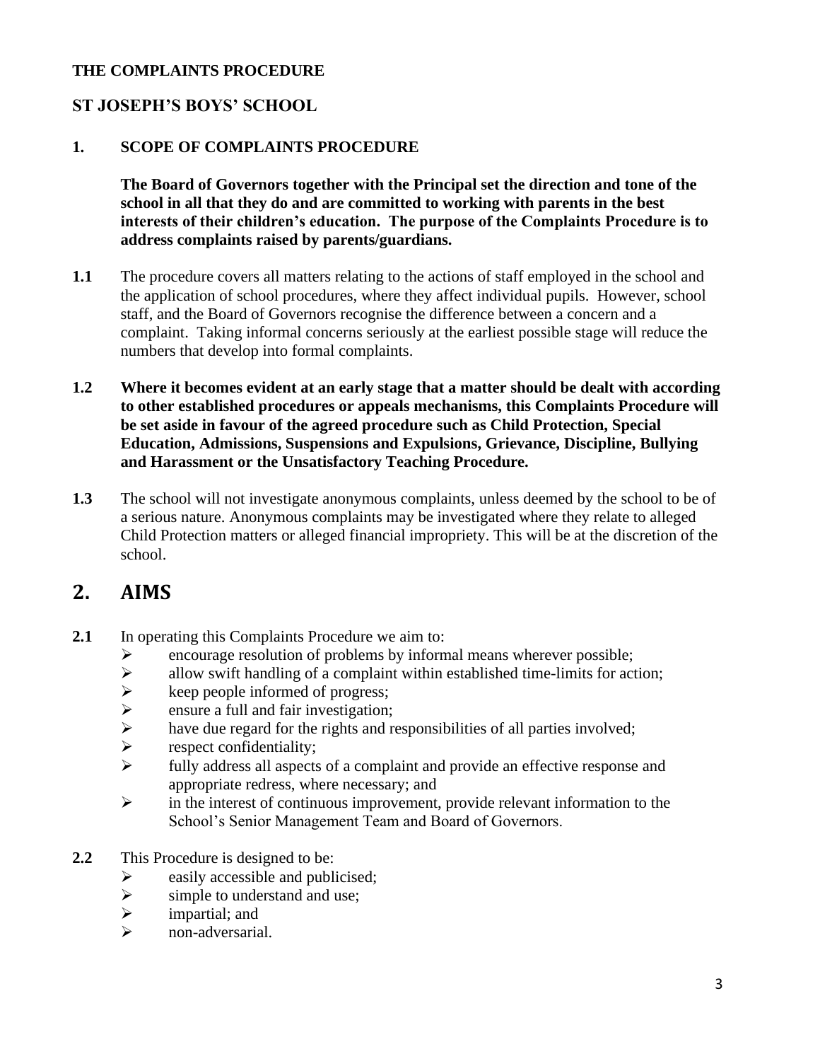**THE COMPLAINTS PROCEDURE**

## ST JOSEPH'S BOYS' SCHOOL

### 1. SCOPE OF COMPLAINTS PROCEDURE

**The Board of Governors together with the Principal set the direction and tone of the school in all that they do and are committed to working with parents in the best interests of their children's education. The purpose of the Complaints Procedure is to address complaints raised by parents/guardians.**

**1.1** The procedure covers all matters relating to the actions of staff employed in the school and the application of school procedures, where they affect individual pupils. However, school staff, and the Board of Governors recognise the difference between a concern and a complaint. Taking informal concerns seriously at the earliest possible stage will reduce the numbers that develop into formal complaints.

**1.2 Where it becomes evident at an early stage that a matter should be dealt with according to other established procedures or appeals mechanisms, this Complaints Procedure will be set aside in favour of the agreed procedure such as Child Protection, Special Education, Admissions, Suspensions and Expulsions, Grievance, Discipline, Bullying and Harassment or the Unsatisfactory Teaching Procedure.**

**1.3** The school will not investigate anonymous complaints, unless deemed by the school to be of a serious nature. Anonymous complaints may be investigated where they relate to alleged Child Protection matters or alleged financial impropriety. This will be at the discretion of the school.

## 2. AIMS

**2.1** In operating this Complaints Procedure we aim to:

- encourage resolution of problems by informal means wherever possible;
- allow swift handling of a complaint within established time-limits for action;
- keep people informed of progress;
- ensure a full and fair investigation;
- have due regard for the rights and responsibilities of all parties involved;
- respect confidentiality;
- fully address all aspects of a complaint and provide an effective response and appropriate redress, where necessary; and
- in the interest of continuous improvement, provide relevant information to the School's Senior Management Team and Board of Governors.

**2.2** This Procedure is designed to be:

- easily accessible and publicised;
- simple to understand and use;
- impartial; and
- non-adversarial.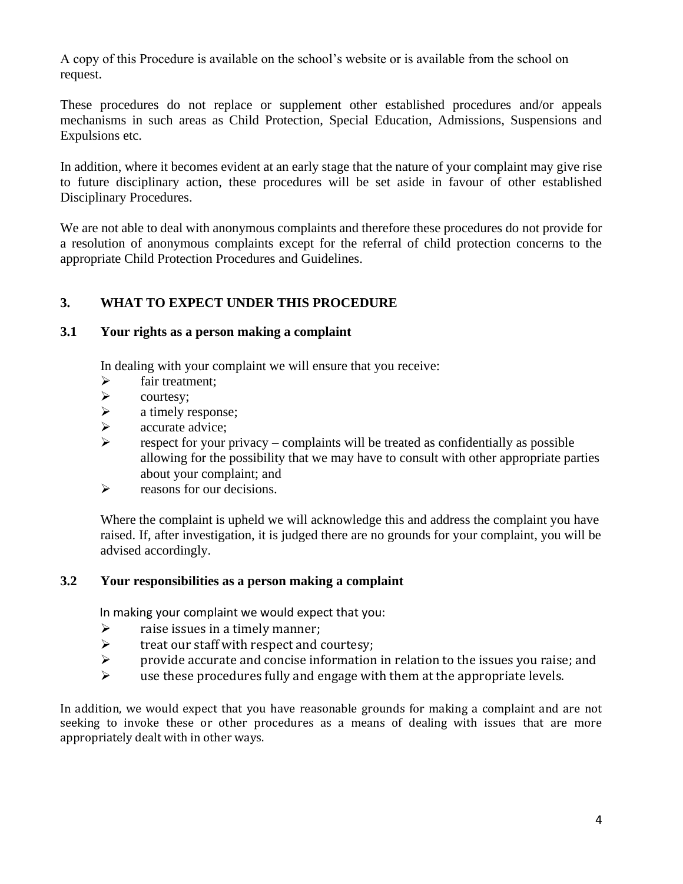A copy of this Procedure is available on the school's website or is available from the school on request.

These procedures do not replace or supplement other established procedures and/or appeals mechanisms in such areas as Child Protection, Special Education, Admissions, Suspensions and Expulsions etc.

In addition, where it becomes evident at an early stage that the nature of your complaint may give rise to future disciplinary action, these procedures will be set aside in favour of other established Disciplinary Procedures.

We are not able to deal with anonymous complaints and therefore these procedures do not provide for a resolution of anonymous complaints except for the referral of child protection concerns to the appropriate Child Protection Procedures and Guidelines.

## 3. WHAT TO EXPECT UNDER THIS PROCEDURE

### 3.1 Your rights as a person making a complaint

In dealing with your complaint we will ensure that you receive:

- fair treatment;
- courtesy;
- a timely response;
- accurate advice;
- respect for your privacy – complaints will be treated as confidentially as possible allowing for the possibility that we may have to consult with other appropriate parties about your complaint; and
- reasons for our decisions.

Where the complaint is upheld we will acknowledge this and address the complaint you have raised. If, after investigation, it is judged there are no grounds for your complaint, you will be advised accordingly.

### 3.2 Your responsibilities as a person making a complaint

In making your complaint we would expect that you:

- raise issues in a timely manner;
- treat our staff with respect and courtesy;
- provide accurate and concise information in relation to the issues you raise; and
- use these procedures fully and engage with them at the appropriate levels.

In addition, we would expect that you have reasonable grounds for making a complaint and are not seeking to invoke these or other procedures as a means of dealing with issues that are more appropriately dealt with in other ways.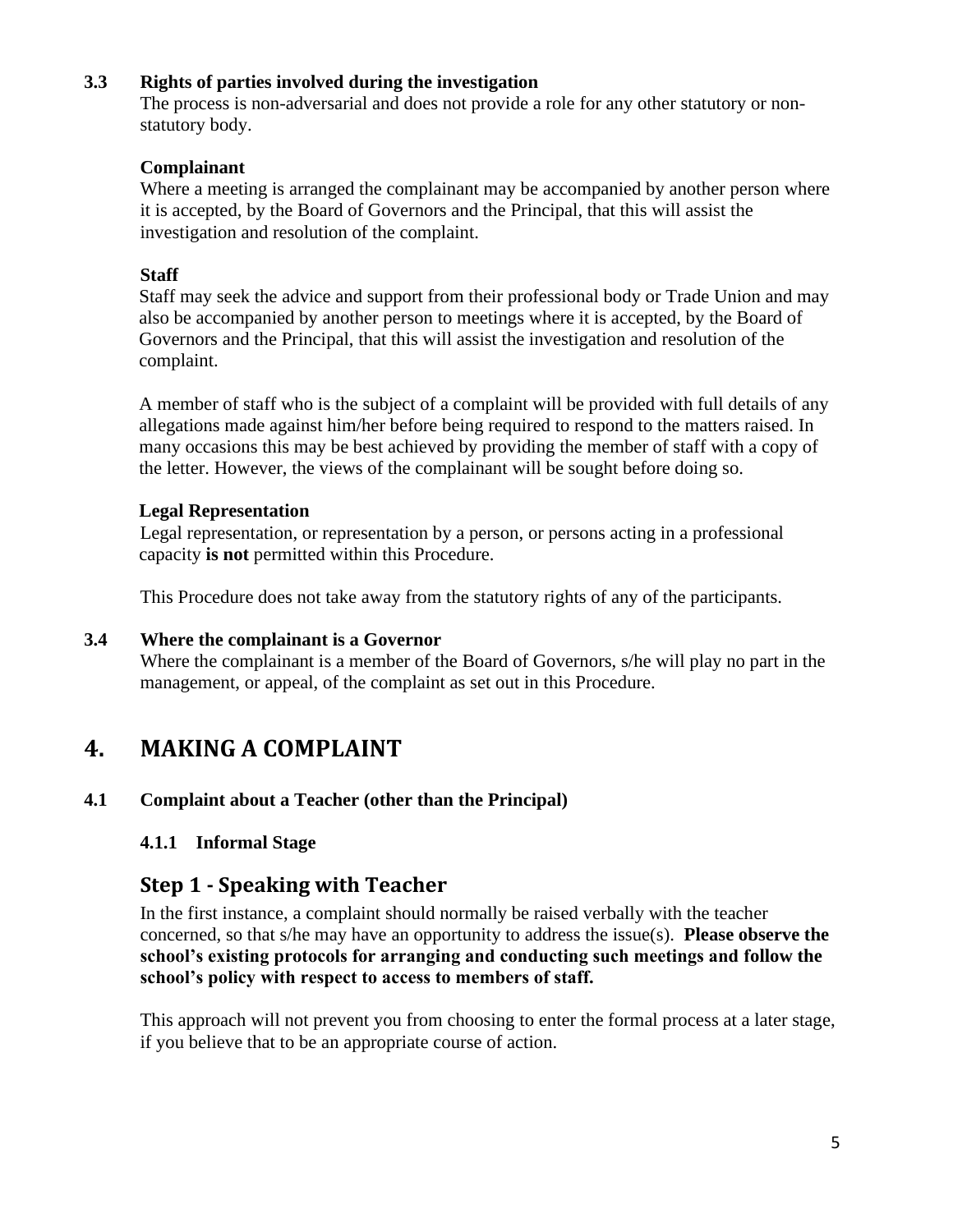### 3.3 Rights of parties involved during the investigation

The process is non-adversarial and does not provide a role for any other statutory or non-statutory body.

**Complainant**

Where a meeting is arranged the complainant may be accompanied by another person where it is accepted, by the Board of Governors and the Principal, that this will assist the investigation and resolution of the complaint.

**Staff**

Staff may seek the advice and support from their professional body or Trade Union and may also be accompanied by another person to meetings where it is accepted, by the Board of Governors and the Principal, that this will assist the investigation and resolution of the complaint.

A member of staff who is the subject of a complaint will be provided with full details of any allegations made against him/her before being required to respond to the matters raised. In many occasions this may be best achieved by providing the member of staff with a copy of the letter. However, the views of the complainant will be sought before doing so.

**Legal Representation**

Legal representation, or representation by a person, or persons acting in a professional capacity **is not** permitted within this Procedure.

This Procedure does not take away from the statutory rights of any of the participants.

### 3.4 Where the complainant is a Governor

Where the complainant is a member of the Board of Governors, s/he will play no part in the management, or appeal, of the complaint as set out in this Procedure.

# 4. MAKING A COMPLAINT

### 4.1 Complaint about a Teacher (other than the Principal)

#### 4.1.1 Informal Stage

## Step 1 - Speaking with Teacher

In the first instance, a complaint should normally be raised verbally with the teacher concerned, so that s/he may have an opportunity to address the issue(s). **Please observe the school's existing protocols for arranging and conducting such meetings and follow the school's policy with respect to access to members of staff.**

This approach will not prevent you from choosing to enter the formal process at a later stage, if you believe that to be an appropriate course of action.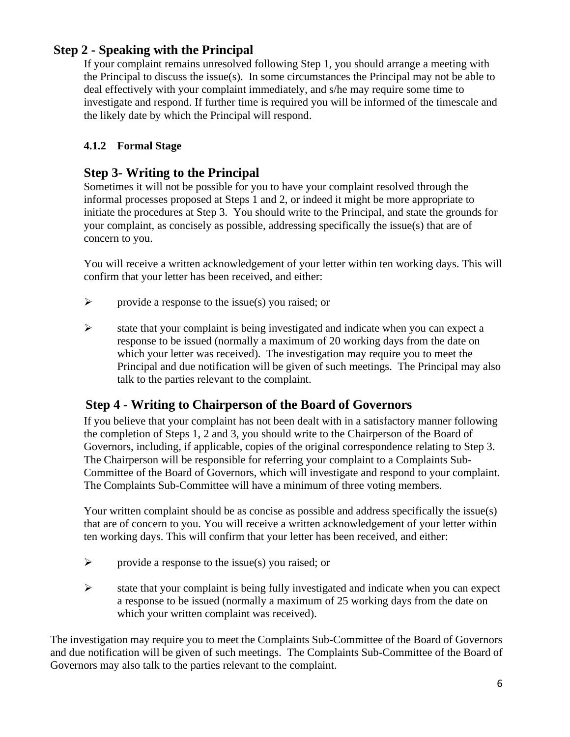## Step 2 - Speaking with the Principal

If your complaint remains unresolved following Step 1, you should arrange a meeting with the Principal to discuss the issue(s). In some circumstances the Principal may not be able to deal effectively with your complaint immediately, and s/he may require some time to investigate and respond. If further time is required you will be informed of the timescale and the likely date by which the Principal will respond.

### 4.1.2 Formal Stage

## Step 3- Writing to the Principal

Sometimes it will not be possible for you to have your complaint resolved through the informal processes proposed at Steps 1 and 2, or indeed it might be more appropriate to initiate the procedures at Step 3. You should write to the Principal, and state the grounds for your complaint, as concisely as possible, addressing specifically the issue(s) that are of concern to you.

You will receive a written acknowledgement of your letter within ten working days. This will confirm that your letter has been received, and either:

- provide a response to the issue(s) you raised; or
- state that your complaint is being investigated and indicate when you can expect a response to be issued (normally a maximum of 20 working days from the date on which your letter was received). The investigation may require you to meet the Principal and due notification will be given of such meetings. The Principal may also talk to the parties relevant to the complaint.

## Step 4 - Writing to Chairperson of the Board of Governors

If you believe that your complaint has not been dealt with in a satisfactory manner following the completion of Steps 1, 2 and 3, you should write to the Chairperson of the Board of Governors, including, if applicable, copies of the original correspondence relating to Step 3. The Chairperson will be responsible for referring your complaint to a Complaints Sub-Committee of the Board of Governors, which will investigate and respond to your complaint. The Complaints Sub-Committee will have a minimum of three voting members.

Your written complaint should be as concise as possible and address specifically the issue(s) that are of concern to you. You will receive a written acknowledgement of your letter within ten working days. This will confirm that your letter has been received, and either:

- provide a response to the issue(s) you raised; or
- state that your complaint is being fully investigated and indicate when you can expect a response to be issued (normally a maximum of 25 working days from the date on which your written complaint was received).

The investigation may require you to meet the Complaints Sub-Committee of the Board of Governors and due notification will be given of such meetings. The Complaints Sub-Committee of the Board of Governors may also talk to the parties relevant to the complaint.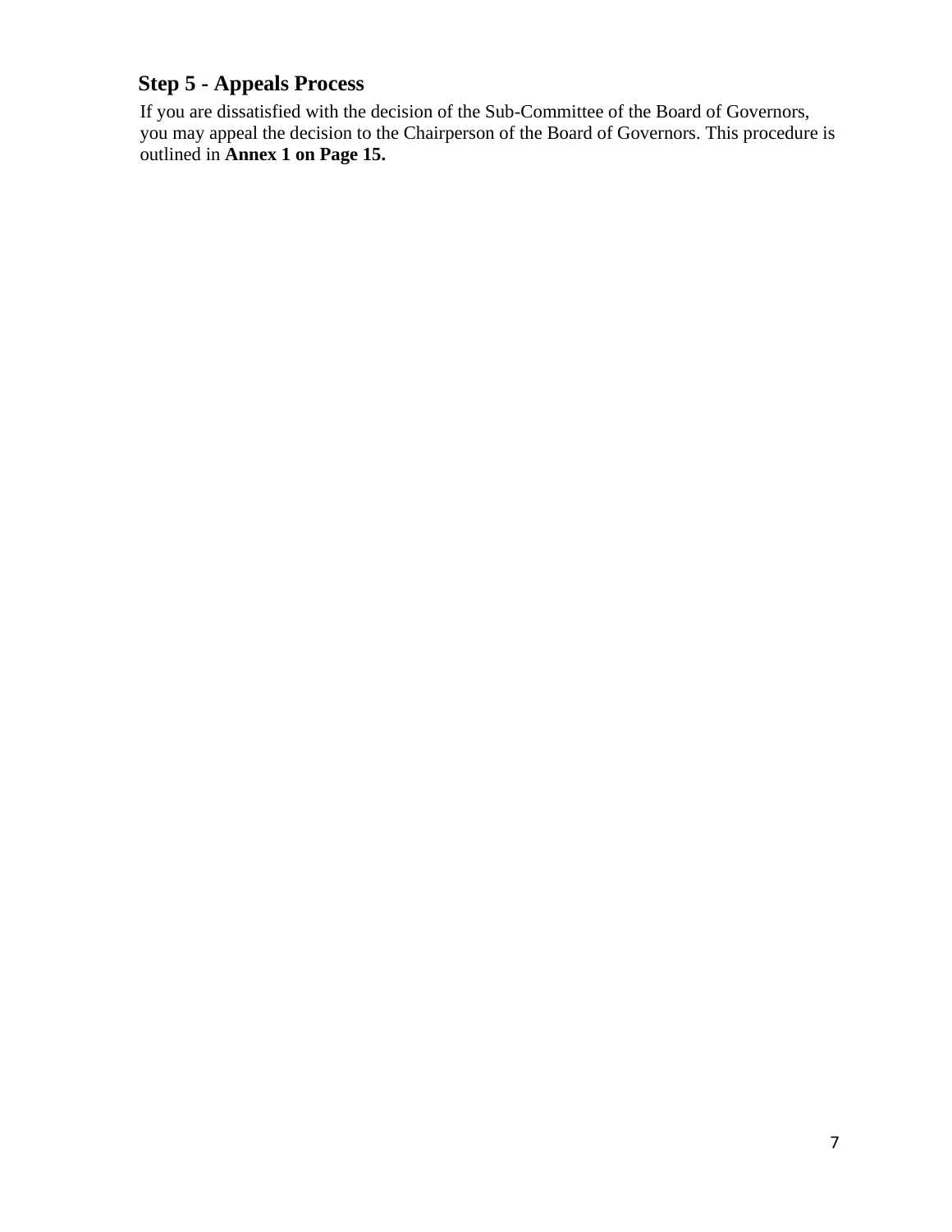## Step 5 - Appeals Process

If you are dissatisfied with the decision of the Sub-Committee of the Board of Governors, you may appeal the decision to the Chairperson of the Board of Governors. This procedure is outlined in **Annex 1 on Page 15.**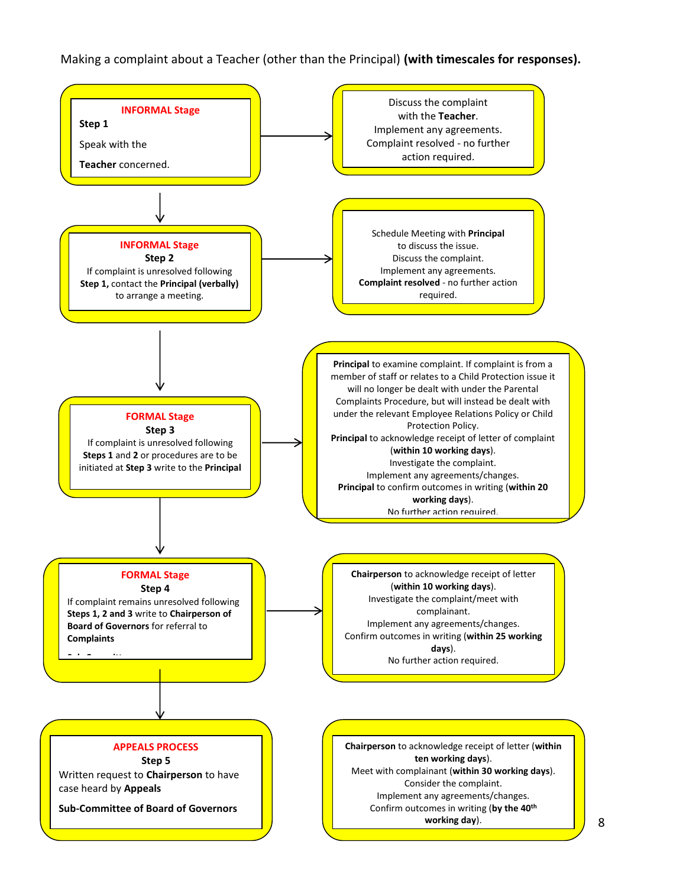Making a complaint about a Teacher (other than the Principal) **(with timescales for responses).**

**INFORMAL Stage**
**Step 1**

Speak with the **Teacher** concerned.

→ Discuss the complaint with the **Teacher**. Implement any agreements. Complaint resolved - no further action required.

↓

**INFORMAL Stage**
**Step 2**

If complaint is unresolved following **Step 1,** contact the **Principal (verbally)** to arrange a meeting.

→ Schedule Meeting with **Principal** to discuss the issue. Discuss the complaint. Implement any agreements. **Complaint resolved** - no further action required.

↓

**FORMAL Stage**
**Step 3**

If complaint is unresolved following **Steps 1** and **2** or procedures are to be initiated at **Step 3** write to the **Principal**

→ **Principal** to examine complaint. If complaint is from a member of staff or relates to a Child Protection issue it will no longer be dealt with under the Parental Complaints Procedure, but will instead be dealt with under the relevant Employee Relations Policy or Child Protection Policy.
**Principal** to acknowledge receipt of letter of complaint (**within 10 working days**).
Investigate the complaint.
Implement any agreements/changes.
**Principal** to confirm outcomes in writing (**within 20 working days**).
No further action required.

↓

**FORMAL Stage**
**Step 4**

If complaint remains unresolved following **Steps 1, 2 and 3** write to **Chairperson of Board of Governors** for referral to **Complaints Sub-Committee**

→ **Chairperson** to acknowledge receipt of letter (**within 10 working days**).
Investigate the complaint/meet with complainant.
Implement any agreements/changes.
Confirm outcomes in writing (**within 25 working days**).
No further action required.

↓

**APPEALS PROCESS**
**Step 5**

Written request to **Chairperson** to have case heard by **Appeals Sub-Committee of Board of Governors**

**Chairperson** to acknowledge receipt of letter (**within ten working days**).
Meet with complainant (**within 30 working days**).
Consider the complaint.
Implement any agreements/changes.
Confirm outcomes in writing (**by the 40th working day**).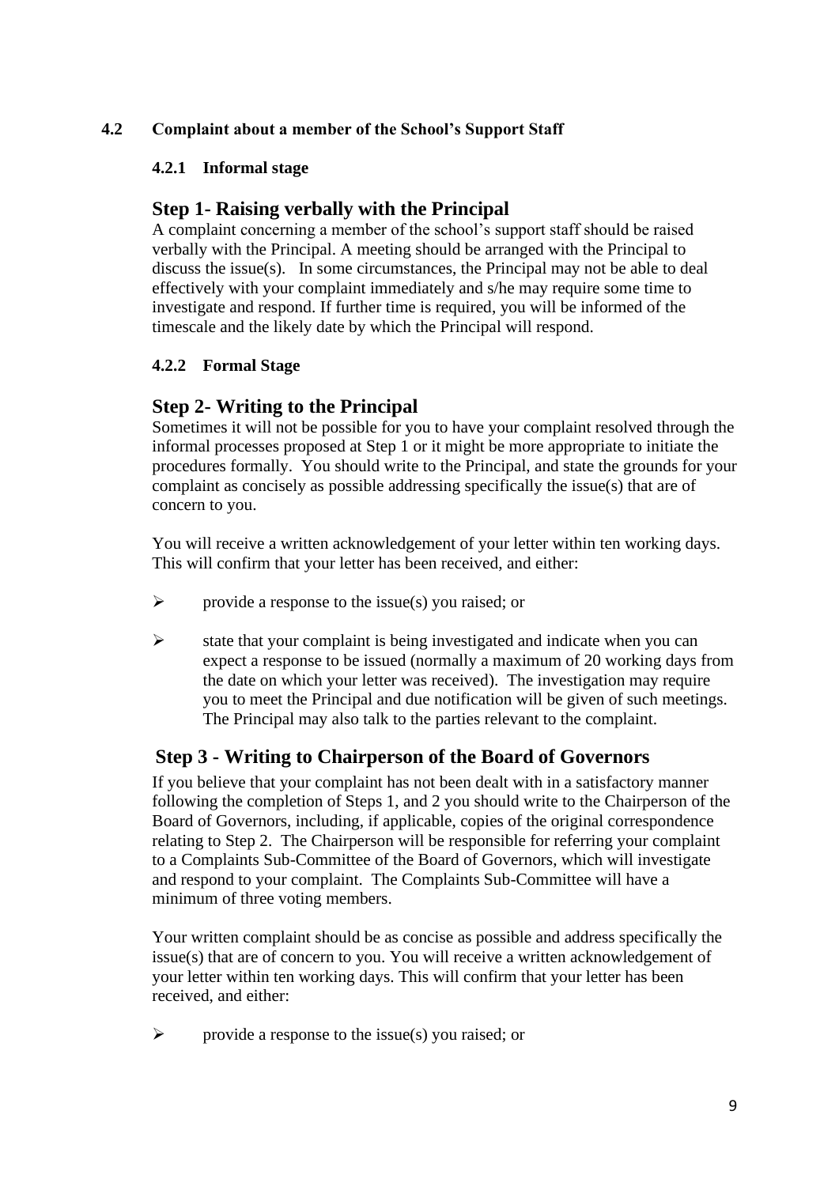## 4.2 Complaint about a member of the School's Support Staff

### 4.2.1 Informal stage

### Step 1- Raising verbally with the Principal

A complaint concerning a member of the school's support staff should be raised verbally with the Principal. A meeting should be arranged with the Principal to discuss the issue(s). In some circumstances, the Principal may not be able to deal effectively with your complaint immediately and s/he may require some time to investigate and respond. If further time is required, you will be informed of the timescale and the likely date by which the Principal will respond.

### 4.2.2 Formal Stage

### Step 2- Writing to the Principal

Sometimes it will not be possible for you to have your complaint resolved through the informal processes proposed at Step 1 or it might be more appropriate to initiate the procedures formally. You should write to the Principal, and state the grounds for your complaint as concisely as possible addressing specifically the issue(s) that are of concern to you.

You will receive a written acknowledgement of your letter within ten working days. This will confirm that your letter has been received, and either:

- provide a response to the issue(s) you raised; or
- state that your complaint is being investigated and indicate when you can expect a response to be issued (normally a maximum of 20 working days from the date on which your letter was received). The investigation may require you to meet the Principal and due notification will be given of such meetings. The Principal may also talk to the parties relevant to the complaint.

### Step 3 - Writing to Chairperson of the Board of Governors

If you believe that your complaint has not been dealt with in a satisfactory manner following the completion of Steps 1, and 2 you should write to the Chairperson of the Board of Governors, including, if applicable, copies of the original correspondence relating to Step 2. The Chairperson will be responsible for referring your complaint to a Complaints Sub-Committee of the Board of Governors, which will investigate and respond to your complaint. The Complaints Sub-Committee will have a minimum of three voting members.

Your written complaint should be as concise as possible and address specifically the issue(s) that are of concern to you. You will receive a written acknowledgement of your letter within ten working days. This will confirm that your letter has been received, and either:

- provide a response to the issue(s) you raised; or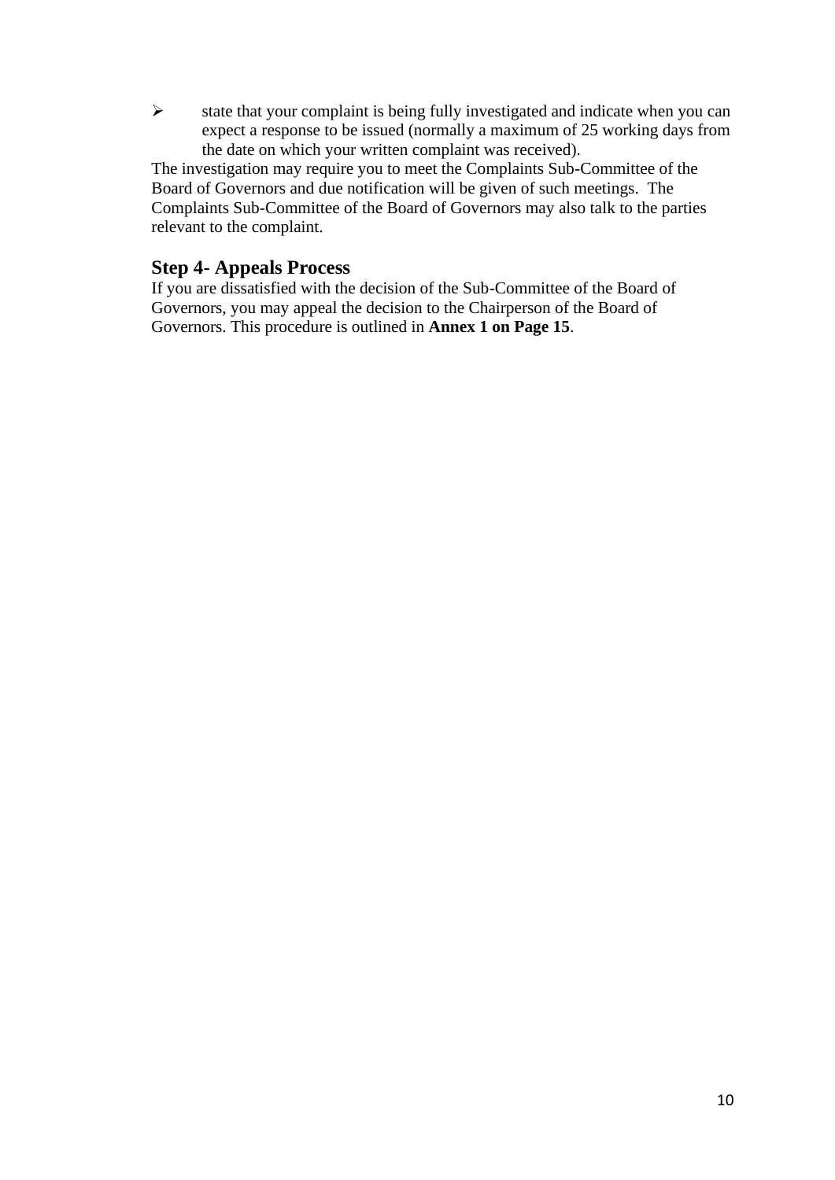- state that your complaint is being fully investigated and indicate when you can expect a response to be issued (normally a maximum of 25 working days from the date on which your written complaint was received).

The investigation may require you to meet the Complaints Sub-Committee of the Board of Governors and due notification will be given of such meetings. The Complaints Sub-Committee of the Board of Governors may also talk to the parties relevant to the complaint.

## Step 4- Appeals Process

If you are dissatisfied with the decision of the Sub-Committee of the Board of Governors, you may appeal the decision to the Chairperson of the Board of Governors. This procedure is outlined in **Annex 1 on Page 15**.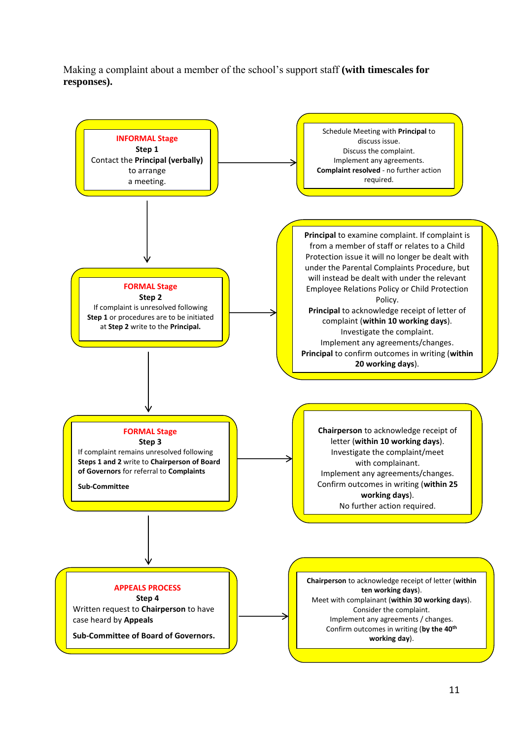Making a complaint about a member of the school's support staff **(with timescales for responses).**

**INFORMAL Stage**
**Step 1**
Contact the **Principal (verbally)** to arrange a meeting.

→ Schedule Meeting with **Principal** to discuss issue.
Discuss the complaint.
Implement any agreements.
**Complaint resolved** - no further action required.

↓

**FORMAL Stage**
**Step 2**
If complaint is unresolved following **Step 1** or procedures are to be initiated at **Step 2** write to the **Principal.**

→ **Principal** to examine complaint. If complaint is from a member of staff or relates to a Child Protection issue it will no longer be dealt with under the Parental Complaints Procedure, but will instead be dealt with under the relevant Employee Relations Policy or Child Protection Policy.
**Principal** to acknowledge receipt of letter of complaint (**within 10 working days**).
Investigate the complaint.
Implement any agreements/changes.
**Principal** to confirm outcomes in writing (**within 20 working days**).

↓

**FORMAL Stage**
**Step 3**
If complaint remains unresolved following **Steps 1 and 2** write to **Chairperson of Board of Governors** for referral to **Complaints Sub-Committee**

→ **Chairperson** to acknowledge receipt of letter (**within 10 working days**).
Investigate the complaint/meet with complainant.
Implement any agreements/changes.
Confirm outcomes in writing (**within 25 working days**).
No further action required.

↓

**APPEALS PROCESS**
**Step 4**
Written request to **Chairperson** to have case heard by **Appeals Sub-Committee of Board of Governors.**

→ **Chairperson** to acknowledge receipt of letter (**within ten working days**).
Meet with complainant (**within 30 working days**).
Consider the complaint.
Implement any agreements / changes.
Confirm outcomes in writing (**by the 40th working day**).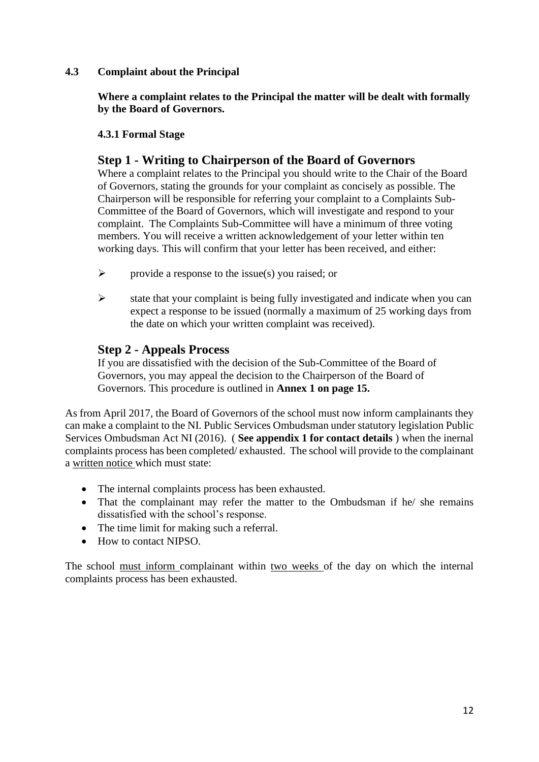### 4.3 Complaint about the Principal

**Where a complaint relates to the Principal the matter will be dealt with formally by the Board of Governors.**

#### 4.3.1 Formal Stage

## Step 1 - Writing to Chairperson of the Board of Governors

Where a complaint relates to the Principal you should write to the Chair of the Board of Governors, stating the grounds for your complaint as concisely as possible. The Chairperson will be responsible for referring your complaint to a Complaints Sub-Committee of the Board of Governors, which will investigate and respond to your complaint. The Complaints Sub-Committee will have a minimum of three voting members. You will receive a written acknowledgement of your letter within ten working days. This will confirm that your letter has been received, and either:

- provide a response to the issue(s) you raised; or
- state that your complaint is being fully investigated and indicate when you can expect a response to be issued (normally a maximum of 25 working days from the date on which your written complaint was received).

## Step 2 - Appeals Process

If you are dissatisfied with the decision of the Sub-Committee of the Board of Governors, you may appeal the decision to the Chairperson of the Board of Governors. This procedure is outlined in **Annex 1 on page 15.**

As from April 2017, the Board of Governors of the school must now inform camplainants they can make a complaint to the NI. Public Services Ombudsman under statutory legislation Public Services Ombudsman Act NI (2016). ( **See appendix 1 for contact details** ) when the inernal complaints process has been completed/ exhausted. The school will provide to the complainant a written notice which must state:

- The internal complaints process has been exhausted.
- That the complainant may refer the matter to the Ombudsman if he/ she remains dissatisfied with the school's response.
- The time limit for making such a referral.
- How to contact NIPSO.

The school must inform complainant within two weeks of the day on which the internal complaints process has been exhausted.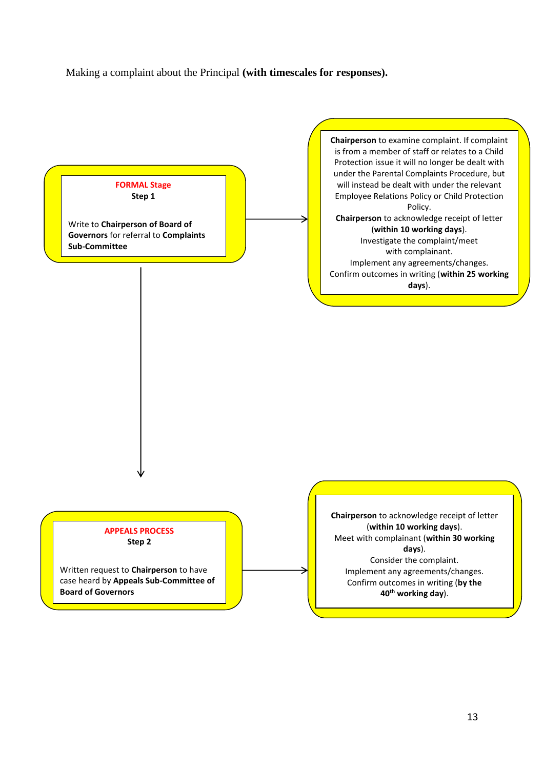Making a complaint about the Principal **(with timescales for responses).**

**FORMAL Stage**
**Step 1**

Write to **Chairperson of Board of Governors** for referral to **Complaints Sub-Committee**

→

**Chairperson** to examine complaint. If complaint is from a member of staff or relates to a Child Protection issue it will no longer be dealt with under the Parental Complaints Procedure, but will instead be dealt with under the relevant Employee Relations Policy or Child Protection Policy.

**Chairperson** to acknowledge receipt of letter (**within 10 working days**).

Investigate the complaint/meet with complainant.

Implement any agreements/changes.

Confirm outcomes in writing (**within 25 working days**).

↓

**APPEALS PROCESS**
**Step 2**

Written request to **Chairperson** to have case heard by **Appeals Sub-Committee of Board of Governors**

→

**Chairperson** to acknowledge receipt of letter (**within 10 working days**).

Meet with complainant (**within 30 working days**).

Consider the complaint.

Implement any agreements/changes.

Confirm outcomes in writing (**by the 40th working day**).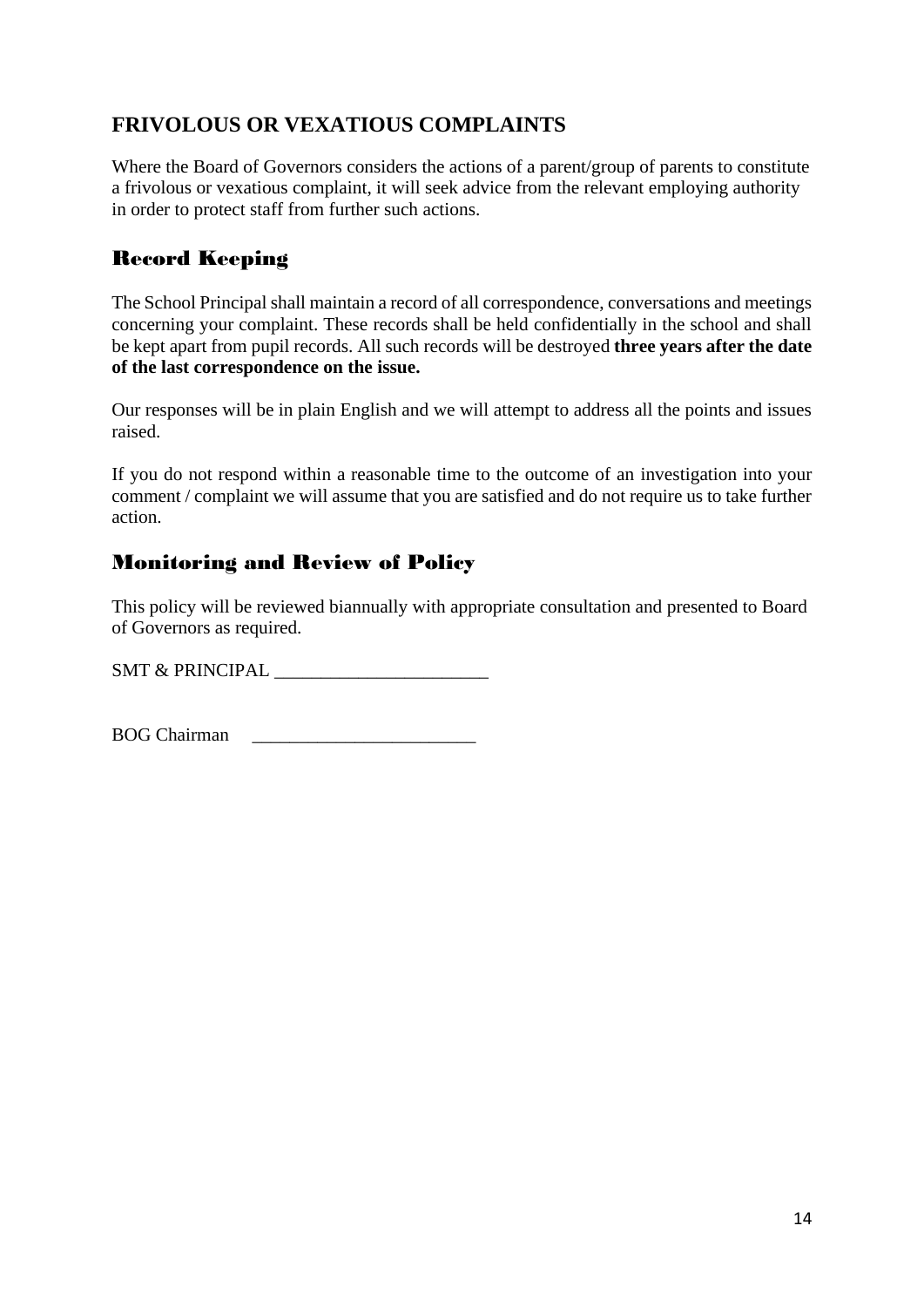## FRIVOLOUS OR VEXATIOUS COMPLAINTS

Where the Board of Governors considers the actions of a parent/group of parents to constitute a frivolous or vexatious complaint, it will seek advice from the relevant employing authority in order to protect staff from further such actions.

## Record Keeping

The School Principal shall maintain a record of all correspondence, conversations and meetings concerning your complaint. These records shall be held confidentially in the school and shall be kept apart from pupil records. All such records will be destroyed **three years after the date of the last correspondence on the issue.**

Our responses will be in plain English and we will attempt to address all the points and issues raised.

If you do not respond within a reasonable time to the outcome of an investigation into your comment / complaint we will assume that you are satisfied and do not require us to take further action.

## Monitoring and Review of Policy

This policy will be reviewed biannually with appropriate consultation and presented to Board of Governors as required.

SMT & PRINCIPAL ______________________

BOG Chairman ________________________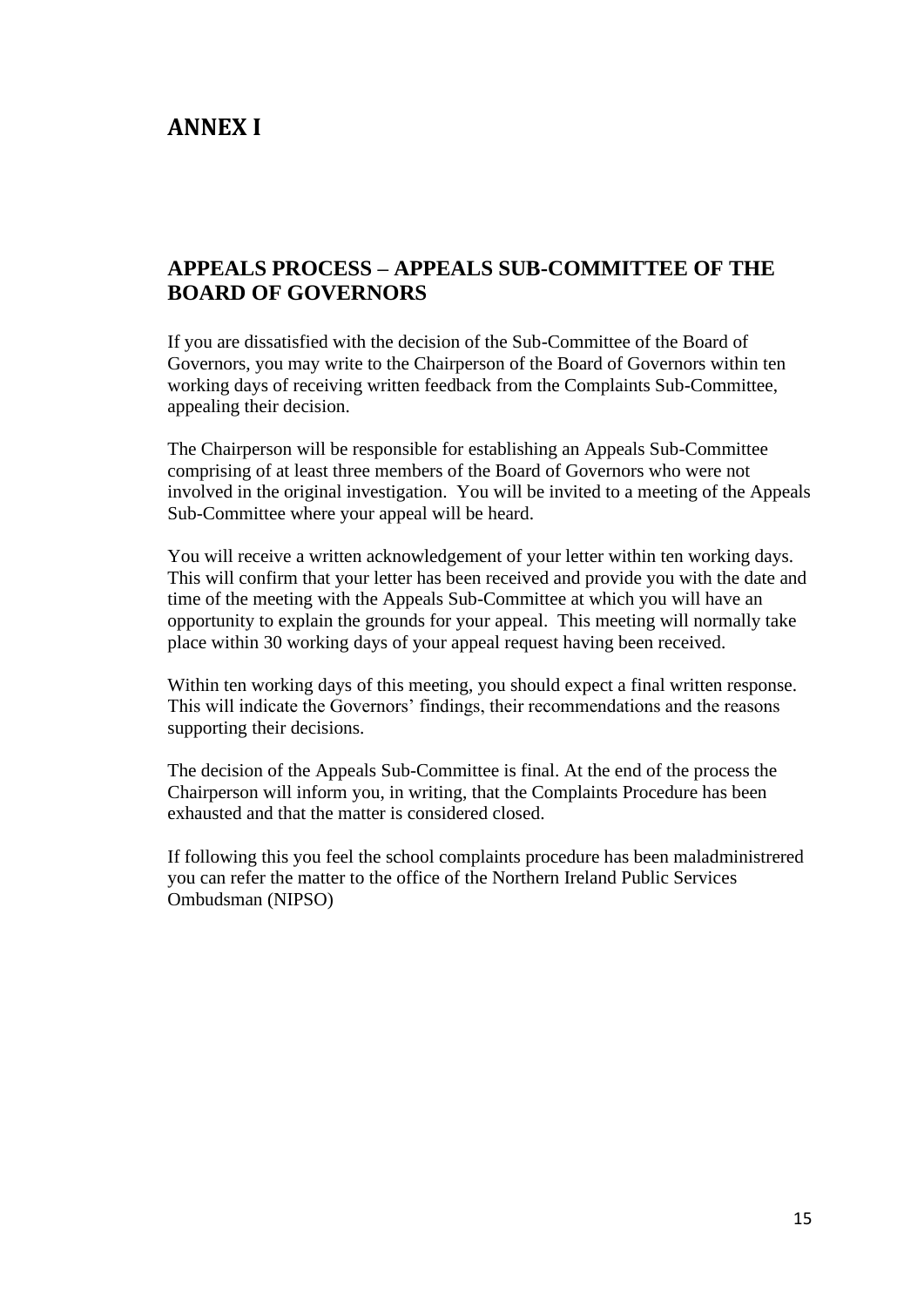# ANNEX I

## APPEALS PROCESS – APPEALS SUB-COMMITTEE OF THE BOARD OF GOVERNORS

If you are dissatisfied with the decision of the Sub-Committee of the Board of Governors, you may write to the Chairperson of the Board of Governors within ten working days of receiving written feedback from the Complaints Sub-Committee, appealing their decision.

The Chairperson will be responsible for establishing an Appeals Sub-Committee comprising of at least three members of the Board of Governors who were not involved in the original investigation. You will be invited to a meeting of the Appeals Sub-Committee where your appeal will be heard.

You will receive a written acknowledgement of your letter within ten working days. This will confirm that your letter has been received and provide you with the date and time of the meeting with the Appeals Sub-Committee at which you will have an opportunity to explain the grounds for your appeal. This meeting will normally take place within 30 working days of your appeal request having been received.

Within ten working days of this meeting, you should expect a final written response. This will indicate the Governors' findings, their recommendations and the reasons supporting their decisions.

The decision of the Appeals Sub-Committee is final. At the end of the process the Chairperson will inform you, in writing, that the Complaints Procedure has been exhausted and that the matter is considered closed.

If following this you feel the school complaints procedure has been maladministrered you can refer the matter to the office of the Northern Ireland Public Services Ombudsman (NIPSO)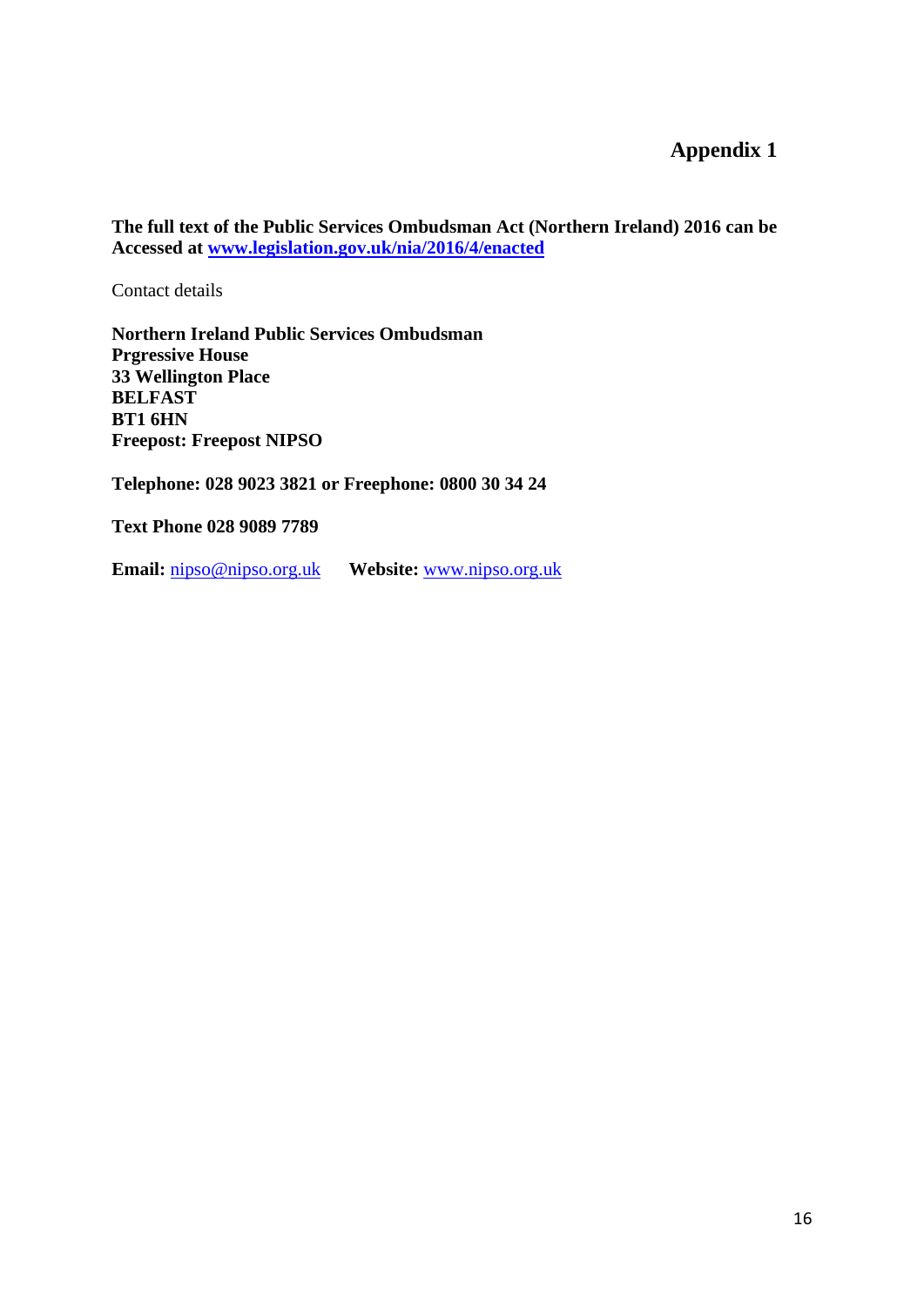# Appendix 1

**The full text of the Public Services Ombudsman Act (Northern Ireland) 2016 can be Accessed at [www.legislation.gov.uk/nia/2016/4/enacted](http://www.legislation.gov.uk/nia/2016/4/enacted)**

Contact details

**Northern Ireland Public Services Ombudsman**
**Prgressive House**
**33 Wellington Place**
**BELFAST**
**BT1 6HN**
**Freepost: Freepost NIPSO**

**Telephone: 028 9023 3821 or Freephone: 0800 30 34 24**

**Text Phone 028 9089 7789**

**Email:** [nipso@nipso.org.uk](mailto:nipso@nipso.org.uk) **Website:** [www.nipso.org.uk](http://www.nipso.org.uk)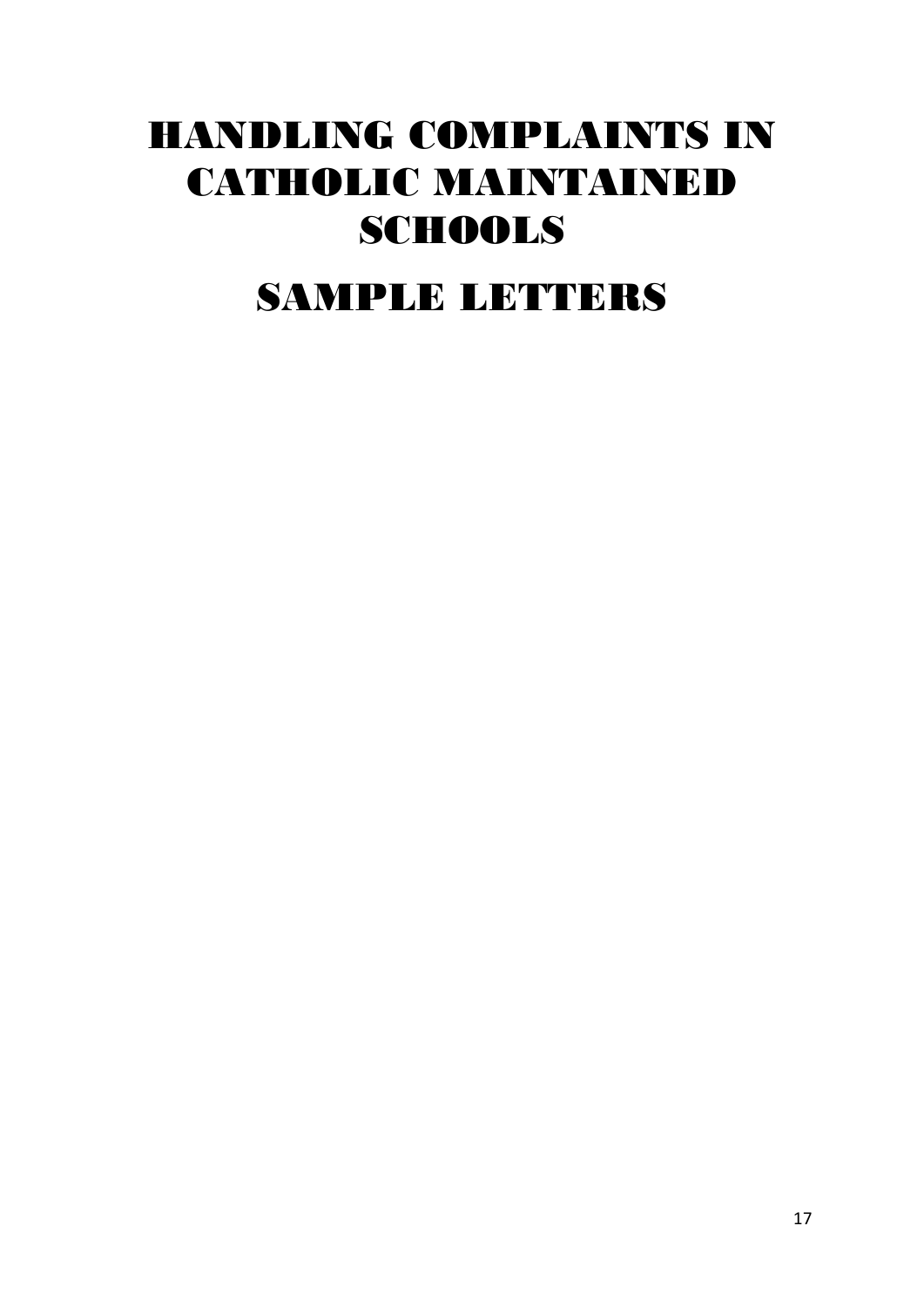# HANDLING COMPLAINTS IN CATHOLIC MAINTAINED SCHOOLS

# SAMPLE LETTERS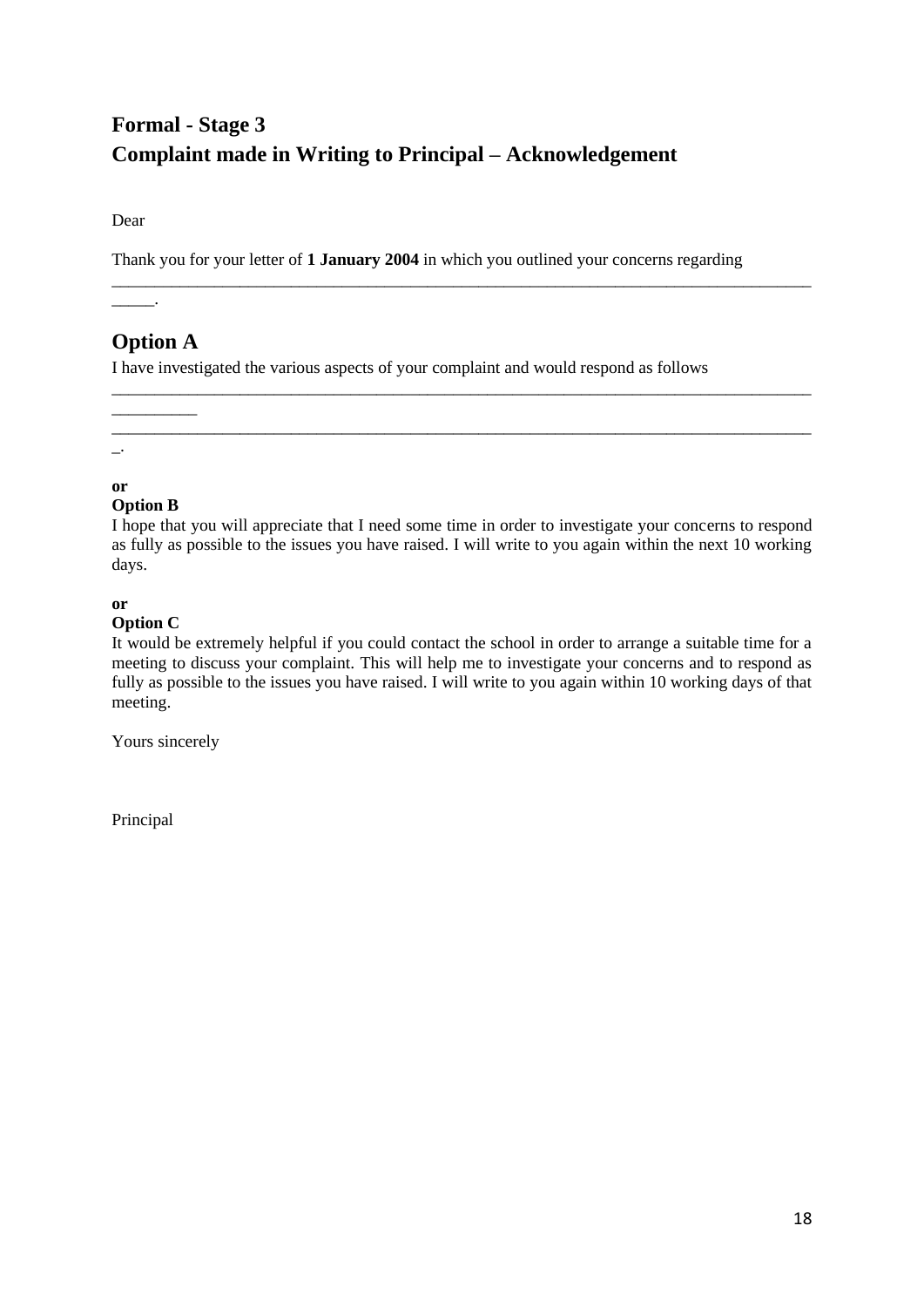## Formal - Stage 3
## Complaint made in Writing to Principal – Acknowledgement

Dear

Thank you for your letter of **1 January 2004** in which you outlined your concerns regarding _______________________________________________________________________________________.

## Option A

I have investigated the various aspects of your complaint and would respond as follows ____________________________________________________________________________________________ ____________________________________________________________________________________.

**or**
**Option B**

I hope that you will appreciate that I need some time in order to investigate your concerns to respond as fully as possible to the issues you have raised. I will write to you again within the next 10 working days.

**or**
**Option C**

It would be extremely helpful if you could contact the school in order to arrange a suitable time for a meeting to discuss your complaint. This will help me to investigate your concerns and to respond as fully as possible to the issues you have raised. I will write to you again within 10 working days of that meeting.

Yours sincerely

Principal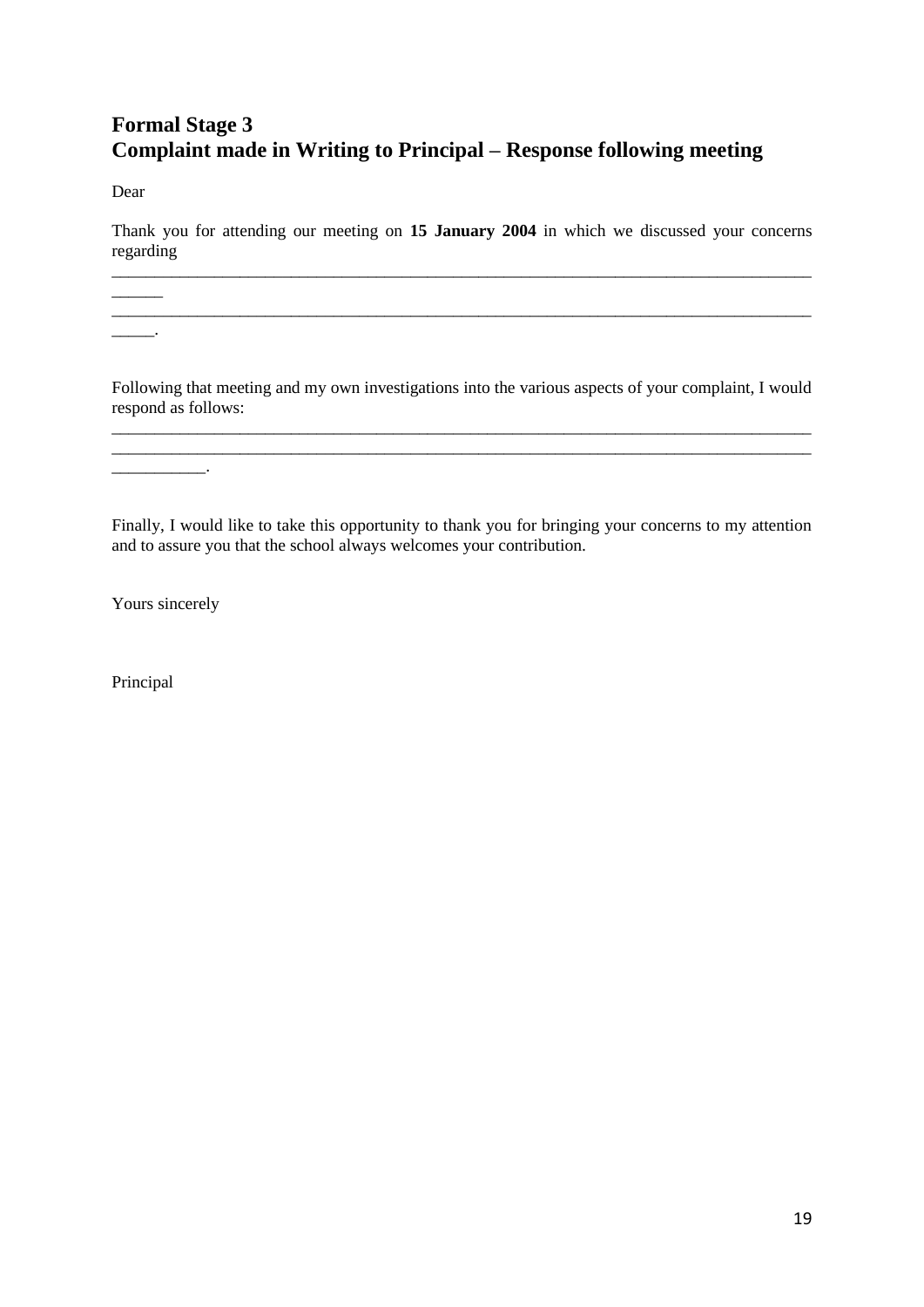## Formal Stage 3
## Complaint made in Writing to Principal – Response following meeting

Dear

Thank you for attending our meeting on **15 January 2004** in which we discussed your concerns regarding ________________________________________________________________________________ ______ ________________________________________________________________________________ _____.

Following that meeting and my own investigations into the various aspects of your complaint, I would respond as follows: ________________________________________________________________________________ ________________________________________________________________________________ ___________.

Finally, I would like to take this opportunity to thank you for bringing your concerns to my attention and to assure you that the school always welcomes your contribution.

Yours sincerely

Principal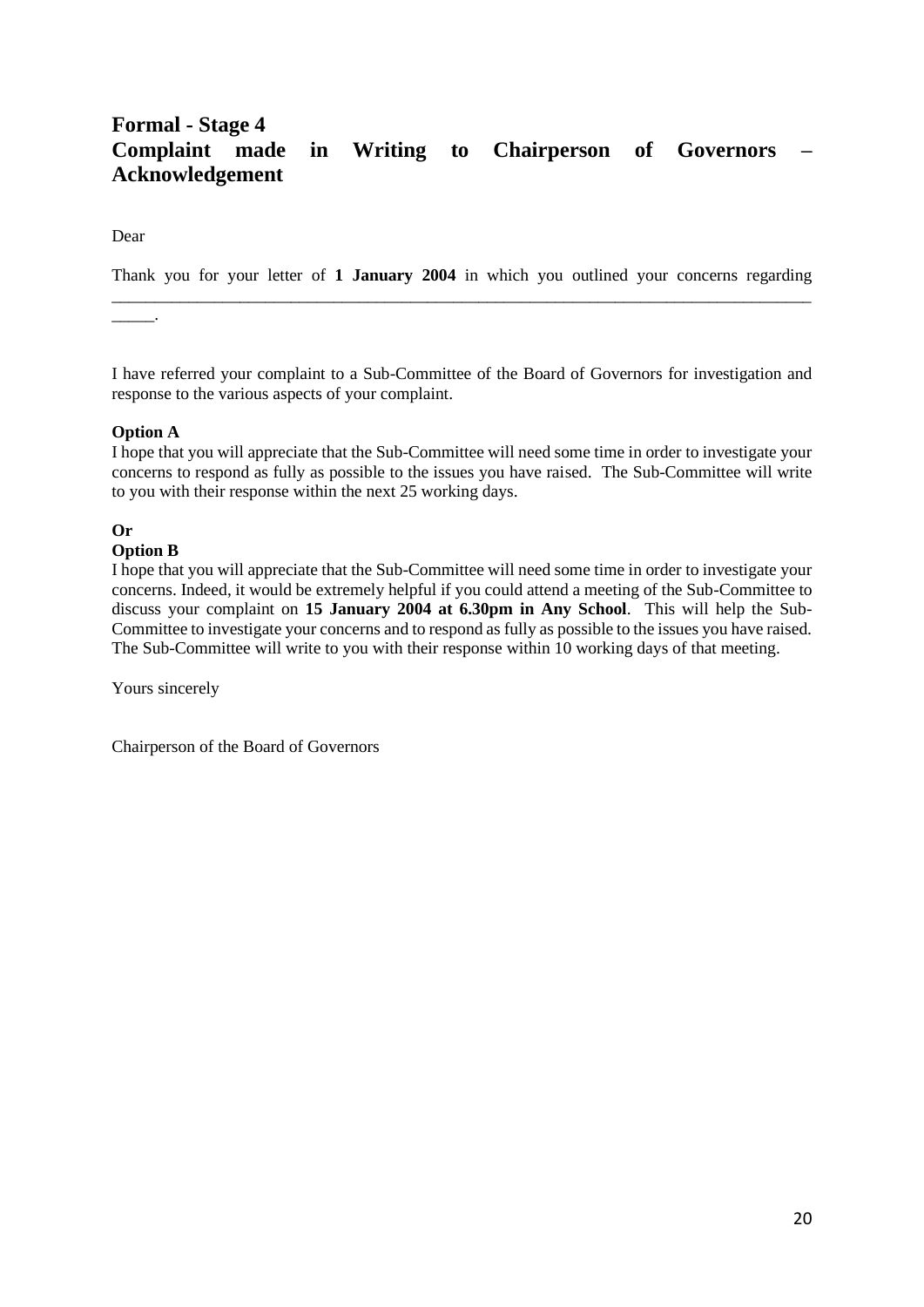## Formal - Stage 4
## Complaint made in Writing to Chairperson of Governors – Acknowledgement

Dear

Thank you for your letter of **1 January 2004** in which you outlined your concerns regarding _____________________________________________________________________________________.

I have referred your complaint to a Sub-Committee of the Board of Governors for investigation and response to the various aspects of your complaint.

**Option A**
I hope that you will appreciate that the Sub-Committee will need some time in order to investigate your concerns to respond as fully as possible to the issues you have raised. The Sub-Committee will write to you with their response within the next 25 working days.

**Or**
**Option B**
I hope that you will appreciate that the Sub-Committee will need some time in order to investigate your concerns. Indeed, it would be extremely helpful if you could attend a meeting of the Sub-Committee to discuss your complaint on **15 January 2004 at 6.30pm in Any School**. This will help the Sub-Committee to investigate your concerns and to respond as fully as possible to the issues you have raised. The Sub-Committee will write to you with their response within 10 working days of that meeting.

Yours sincerely

Chairperson of the Board of Governors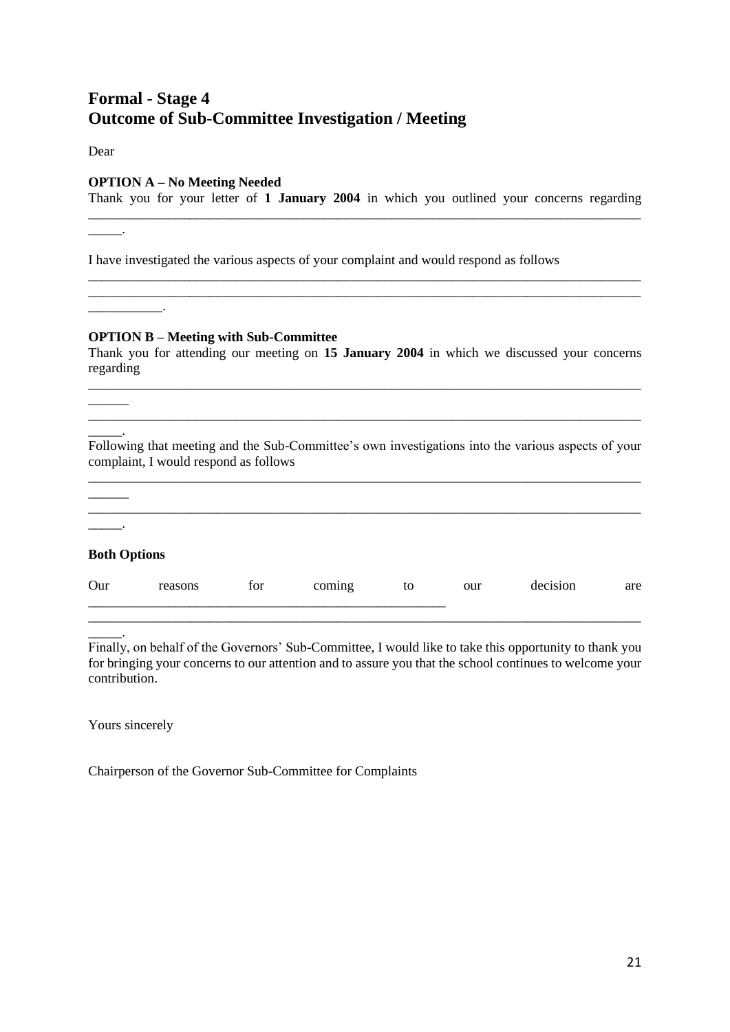# Formal - Stage 4
# Outcome of Sub-Committee Investigation / Meeting

Dear

**OPTION A – No Meeting Needed**

Thank you for your letter of **1 January 2004** in which you outlined your concerns regarding ______________________________________________________________________________ _____.

I have investigated the various aspects of your complaint and would respond as follows ______________________________________________________________________________ ______________________________________________________________________________ ___________.

**OPTION B – Meeting with Sub-Committee**

Thank you for attending our meeting on **15 January 2004** in which we discussed your concerns regarding ______________________________________________________________________________ ______ ______________________________________________________________________________ _____.

Following that meeting and the Sub-Committee's own investigations into the various aspects of your complaint, I would respond as follows ______________________________________________________________________________ ______ ______________________________________________________________________________ _____.

**Both Options**

Our reasons for coming to our decision are ______________________________________________________ ______________________________________________________________________________ _____.

Finally, on behalf of the Governors' Sub-Committee, I would like to take this opportunity to thank you for bringing your concerns to our attention and to assure you that the school continues to welcome your contribution.

Yours sincerely

Chairperson of the Governor Sub-Committee for Complaints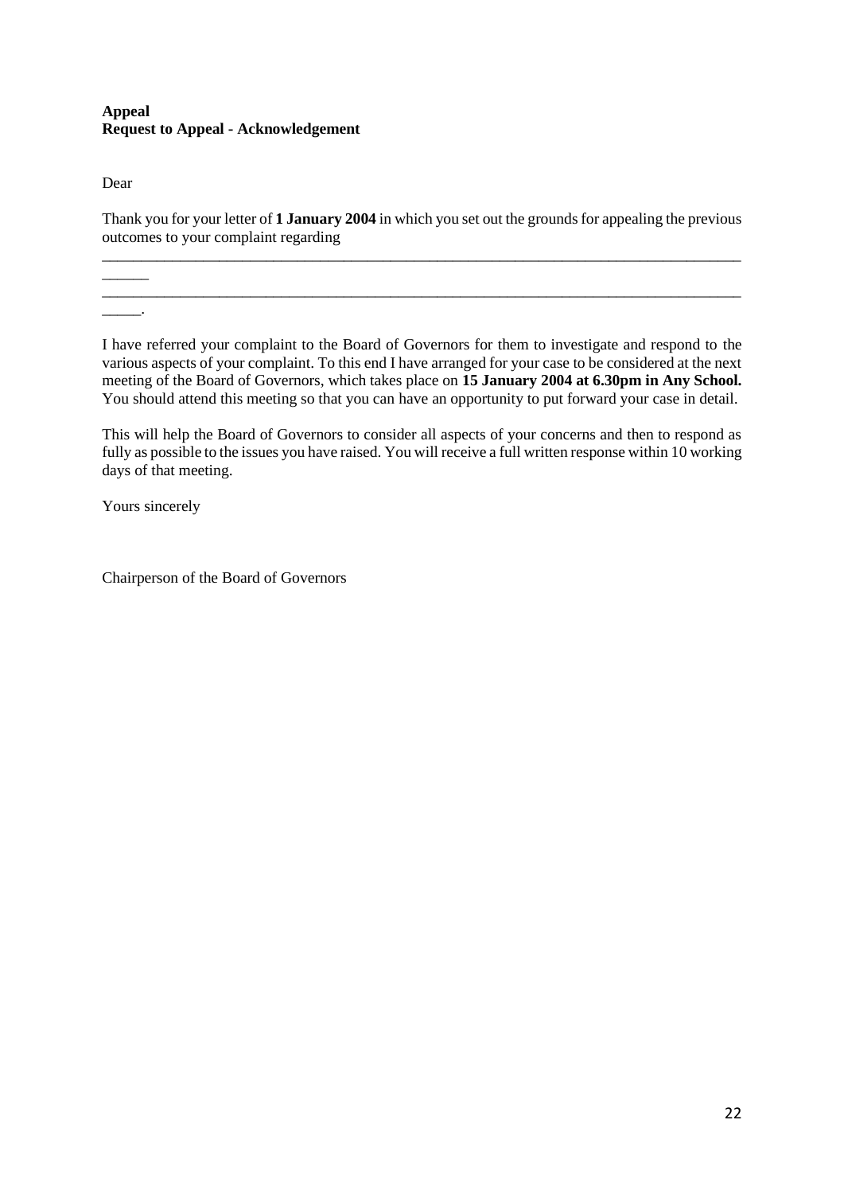**Appeal**
**Request to Appeal - Acknowledgement**

Dear

Thank you for your letter of **1 January 2004** in which you set out the grounds for appealing the previous outcomes to your complaint regarding

______________________________________________________________________________________
______________________________________________________________________________________.

I have referred your complaint to the Board of Governors for them to investigate and respond to the various aspects of your complaint. To this end I have arranged for your case to be considered at the next meeting of the Board of Governors, which takes place on **15 January 2004 at 6.30pm in Any School.** You should attend this meeting so that you can have an opportunity to put forward your case in detail.

This will help the Board of Governors to consider all aspects of your concerns and then to respond as fully as possible to the issues you have raised. You will receive a full written response within 10 working days of that meeting.

Yours sincerely

Chairperson of the Board of Governors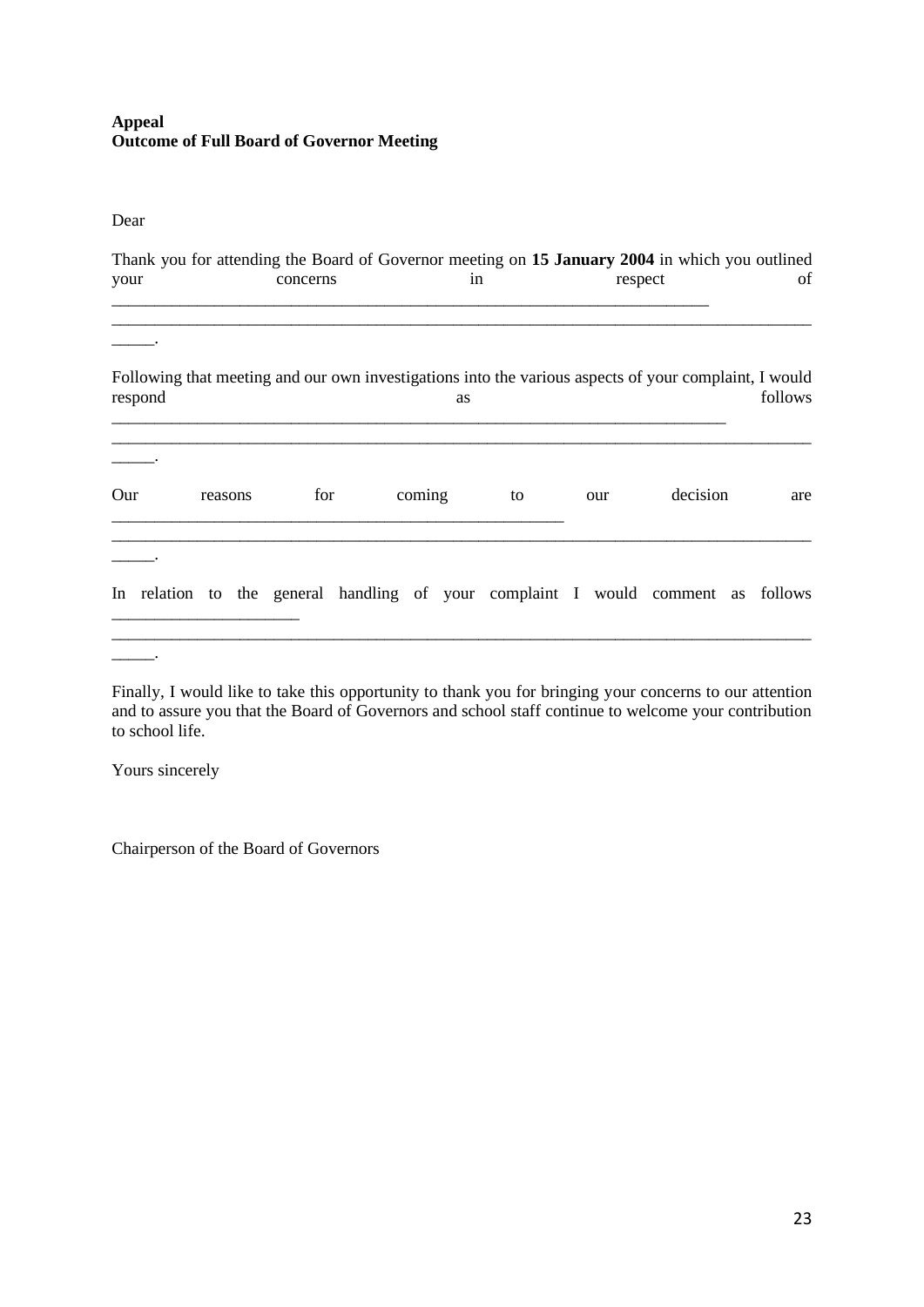**Appeal**
**Outcome of Full Board of Governor Meeting**

Dear

Thank you for attending the Board of Governor meeting on **15 January 2004** in which you outlined your concerns in respect of ______________________________________________________________________ ______________________________________________________________________________________.

Following that meeting and our own investigations into the various aspects of your complaint, I would respond as follows ________________________________________________________________________ ______________________________________________________________________________________.

Our reasons for coming to our decision are _____________________________________________________ ______________________________________________________________________________________.

In relation to the general handling of your complaint I would comment as follows _____________________ ______________________________________________________________________________________.

Finally, I would like to take this opportunity to thank you for bringing your concerns to our attention and to assure you that the Board of Governors and school staff continue to welcome your contribution to school life.

Yours sincerely

Chairperson of the Board of Governors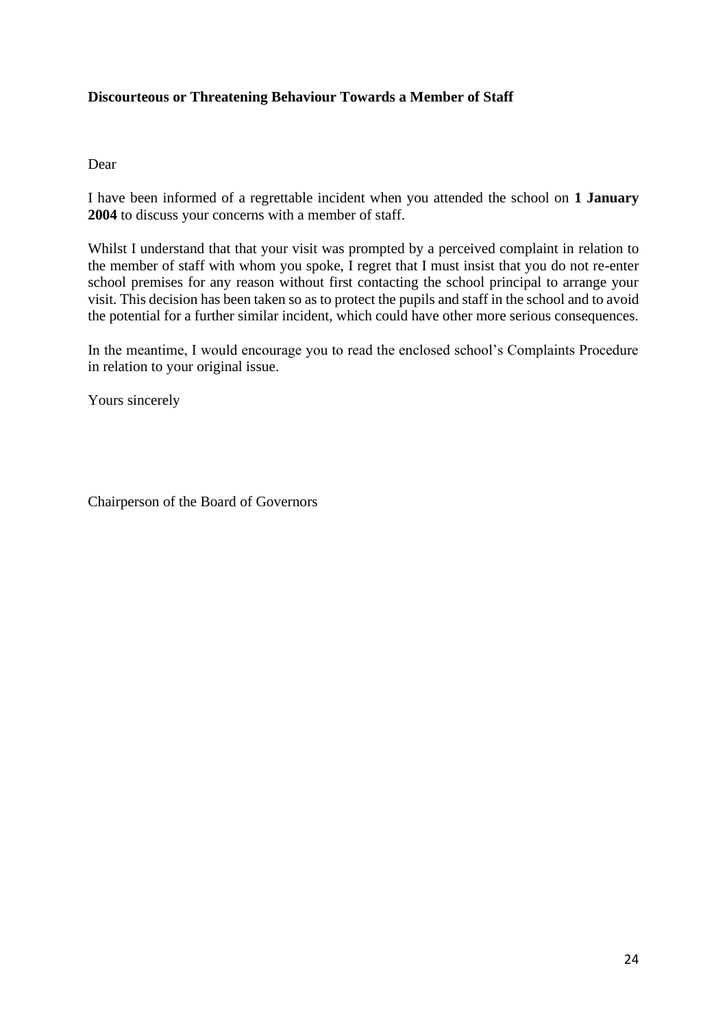**Discourteous or Threatening Behaviour Towards a Member of Staff**

Dear

I have been informed of a regrettable incident when you attended the school on **1 January 2004** to discuss your concerns with a member of staff.

Whilst I understand that that your visit was prompted by a perceived complaint in relation to the member of staff with whom you spoke, I regret that I must insist that you do not re-enter school premises for any reason without first contacting the school principal to arrange your visit. This decision has been taken so as to protect the pupils and staff in the school and to avoid the potential for a further similar incident, which could have other more serious consequences.

In the meantime, I would encourage you to read the enclosed school's Complaints Procedure in relation to your original issue.

Yours sincerely

Chairperson of the Board of Governors